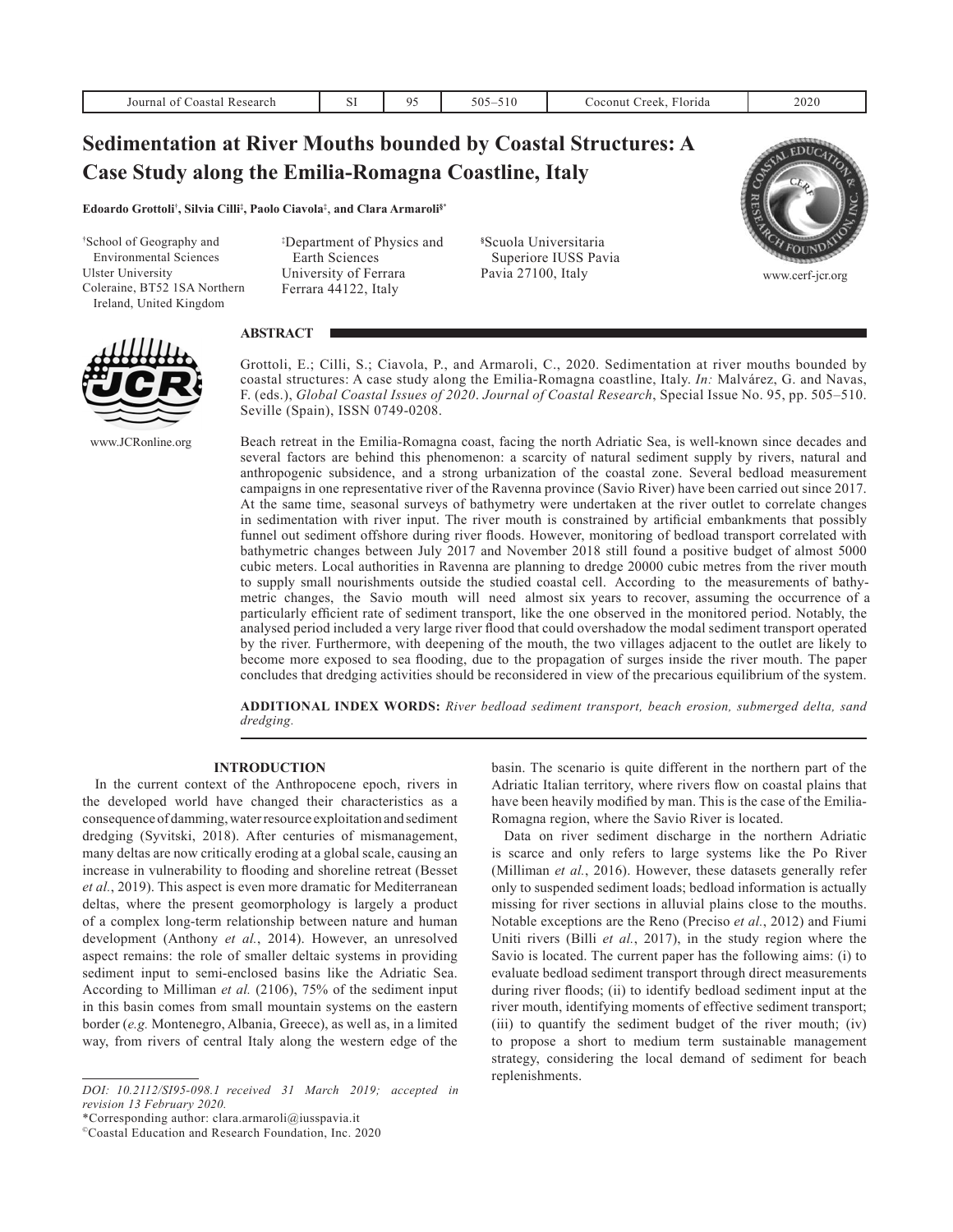# Sedimentation at River Mouths bounded by Coastal Structures: A Case Study along the Emilia-Romagna Coastline, Italy

**Edoardo Grottoli[†], Silvia Cilli[‡], Paolo Ciavola[‡], and Clara Armaroli[§*]**

[†]School of Geography and Environmental Sciences
Ulster University
Coleraine, BT52 1SA Northern Ireland, United Kingdom

[‡]Department of Physics and Earth Sciences
University of Ferrara
Ferrara 44122, Italy

[§]Scuola Universitaria Superiore IUSS Pavia
Pavia 27100, Italy

www.cerf-jcr.org

www.JCRonline.org

## ABSTRACT

Grottoli, E.; Cilli, S.; Ciavola, P., and Armaroli, C., 2020. Sedimentation at river mouths bounded by coastal structures: A case study along the Emilia-Romagna coastline, Italy. *In:* Malvárez, G. and Navas, F. (eds.), *Global Coastal Issues of 2020*. *Journal of Coastal Research*, Special Issue No. 95, pp. 505–510. Seville (Spain), ISSN 0749-0208.

Beach retreat in the Emilia-Romagna coast, facing the north Adriatic Sea, is well-known since decades and several factors are behind this phenomenon: a scarcity of natural sediment supply by rivers, natural and anthropogenic subsidence, and a strong urbanization of the coastal zone. Several bedload measurement campaigns in one representative river of the Ravenna province (Savio River) have been carried out since 2017. At the same time, seasonal surveys of bathymetry were undertaken at the river outlet to correlate changes in sedimentation with river input. The river mouth is constrained by artificial embankments that possibly funnel out sediment offshore during river floods. However, monitoring of bedload transport correlated with bathymetric changes between July 2017 and November 2018 still found a positive budget of almost 5000 cubic meters. Local authorities in Ravenna are planning to dredge 20000 cubic metres from the river mouth to supply small nourishments outside the studied coastal cell. According to the measurements of bathymetric changes, the Savio mouth will need almost six years to recover, assuming the occurrence of a particularly efficient rate of sediment transport, like the one observed in the monitored period. Notably, the analysed period included a very large river flood that could overshadow the modal sediment transport operated by the river. Furthermore, with deepening of the mouth, the two villages adjacent to the outlet are likely to become more exposed to sea flooding, due to the propagation of surges inside the river mouth. The paper concludes that dredging activities should be reconsidered in view of the precarious equilibrium of the system.

**ADDITIONAL INDEX WORDS:** *River bedload sediment transport, beach erosion, submerged delta, sand dredging.*

## INTRODUCTION

In the current context of the Anthropocene epoch, rivers in the developed world have changed their characteristics as a consequence of damming, water resource exploitation and sediment dredging (Syvitski, 2018). After centuries of mismanagement, many deltas are now critically eroding at a global scale, causing an increase in vulnerability to flooding and shoreline retreat (Besset *et al.*, 2019). This aspect is even more dramatic for Mediterranean deltas, where the present geomorphology is largely a product of a complex long-term relationship between nature and human development (Anthony *et al.*, 2014). However, an unresolved aspect remains: the role of smaller deltaic systems in providing sediment input to semi-enclosed basins like the Adriatic Sea. According to Milliman *et al.* (2106), 75% of the sediment input in this basin comes from small mountain systems on the eastern border (*e.g.* Montenegro, Albania, Greece), as well as, in a limited way, from rivers of central Italy along the western edge of the basin. The scenario is quite different in the northern part of the Adriatic Italian territory, where rivers flow on coastal plains that have been heavily modified by man. This is the case of the Emilia-Romagna region, where the Savio River is located.

Data on river sediment discharge in the northern Adriatic is scarce and only refers to large systems like the Po River (Milliman *et al.*, 2016). However, these datasets generally refer only to suspended sediment loads; bedload information is actually missing for river sections in alluvial plains close to the mouths. Notable exceptions are the Reno (Preciso *et al.*, 2012) and Fiumi Uniti rivers (Billi *et al.*, 2017), in the study region where the Savio is located. The current paper has the following aims: (i) to evaluate bedload sediment transport through direct measurements during river floods; (ii) to identify bedload sediment input at the river mouth, identifying moments of effective sediment transport; (iii) to quantify the sediment budget of the river mouth; (iv) to propose a short to medium term sustainable management strategy, considering the local demand of sediment for beach replenishments.

---

*DOI: 10.2112/SI95-098.1 received 31 March 2019; accepted in revision 13 February 2020.*

*Corresponding author: clara.armaroli@iusspavia.it

©Coastal Education and Research Foundation, Inc. 2020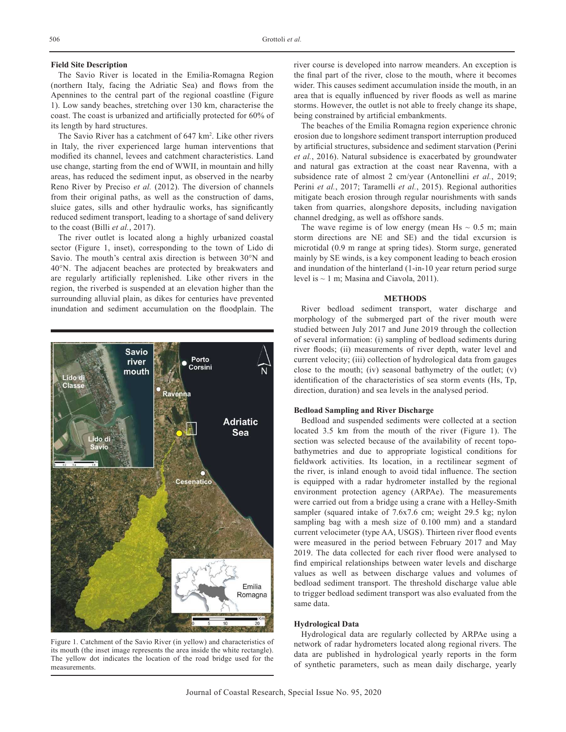### Field Site Description

The Savio River is located in the Emilia-Romagna Region (northern Italy, facing the Adriatic Sea) and flows from the Apennines to the central part of the regional coastline (Figure 1). Low sandy beaches, stretching over 130 km, characterise the coast. The coast is urbanized and artificially protected for 60% of its length by hard structures.

The Savio River has a catchment of 647 km$^2$. Like other rivers in Italy, the river experienced large human interventions that modified its channel, levees and catchment characteristics. Land use change, starting from the end of WWII, in mountain and hilly areas, has reduced the sediment input, as observed in the nearby Reno River by Preciso *et al.* (2012). The diversion of channels from their original paths, as well as the construction of dams, sluice gates, sills and other hydraulic works, has significantly reduced sediment transport, leading to a shortage of sand delivery to the coast (Billi *et al.*, 2017).

The river outlet is located along a highly urbanized coastal sector (Figure 1, inset), corresponding to the town of Lido di Savio. The mouth's central axis direction is between 30°N and 40°N. The adjacent beaches are protected by breakwaters and are regularly artificially replenished. Like other rivers in the region, the riverbed is suspended at an elevation higher than the surrounding alluvial plain, as dikes for centuries have prevented inundation and sediment accumulation on the floodplain. The river course is developed into narrow meanders. An exception is the final part of the river, close to the mouth, where it becomes wider. This causes sediment accumulation inside the mouth, in an area that is equally influenced by river floods as well as marine storms. However, the outlet is not able to freely change its shape, being constrained by artificial embankments.

Figure 1. Catchment of the Savio River (in yellow) and characteristics of its mouth (the inset image represents the area inside the white rectangle). The yellow dot indicates the location of the road bridge used for the measurements.

The beaches of the Emilia Romagna region experience chronic erosion due to longshore sediment transport interruption produced by artificial structures, subsidence and sediment starvation (Perini *et al.*, 2016). Natural subsidence is exacerbated by groundwater and natural gas extraction at the coast near Ravenna, with a subsidence rate of almost 2 cm/year (Antonellini *et al.*, 2019; Perini *et al.*, 2017; Taramelli *et al.*, 2015). Regional authorities mitigate beach erosion through regular nourishments with sands taken from quarries, alongshore deposits, including navigation channel dredging, as well as offshore sands.

The wave regime is of low energy (mean Hs ~ 0.5 m; main storm directions are NE and SE) and the tidal excursion is microtidal (0.9 m range at spring tides). Storm surge, generated mainly by SE winds, is a key component leading to beach erosion and inundation of the hinterland (1-in-10 year return period surge level is ~ 1 m; Masina and Ciavola, 2011).

## METHODS

River bedload sediment transport, water discharge and morphology of the submerged part of the river mouth were studied between July 2017 and June 2019 through the collection of several information: (i) sampling of bedload sediments during river floods; (ii) measurements of river depth, water level and current velocity; (iii) collection of hydrological data from gauges close to the mouth; (iv) seasonal bathymetry of the outlet; (v) identification of the characteristics of sea storm events (Hs, Tp, direction, duration) and sea levels in the analysed period.

### Bedload Sampling and River Discharge

Bedload and suspended sediments were collected at a section located 3.5 km from the mouth of the river (Figure 1). The section was selected because of the availability of recent topo-bathymetries and due to appropriate logistical conditions for fieldwork activities. Its location, in a rectilinear segment of the river, is inland enough to avoid tidal influence. The section is equipped with a radar hydrometer installed by the regional environment protection agency (ARPAe). The measurements were carried out from a bridge using a crane with a Helley-Smith sampler (squared intake of 7.6x7.6 cm; weight 29.5 kg; nylon sampling bag with a mesh size of 0.100 mm) and a standard current velocimeter (type AA, USGS). Thirteen river flood events were measured in the period between February 2017 and May 2019. The data collected for each river flood were analysed to find empirical relationships between water levels and discharge values as well as between discharge values and volumes of bedload sediment transport. The threshold discharge value able to trigger bedload sediment transport was also evaluated from the same data.

### Hydrological Data

Hydrological data are regularly collected by ARPAe using a network of radar hydrometers located along regional rivers. The data are published in hydrological yearly reports in the form of synthetic parameters, such as mean daily discharge, yearly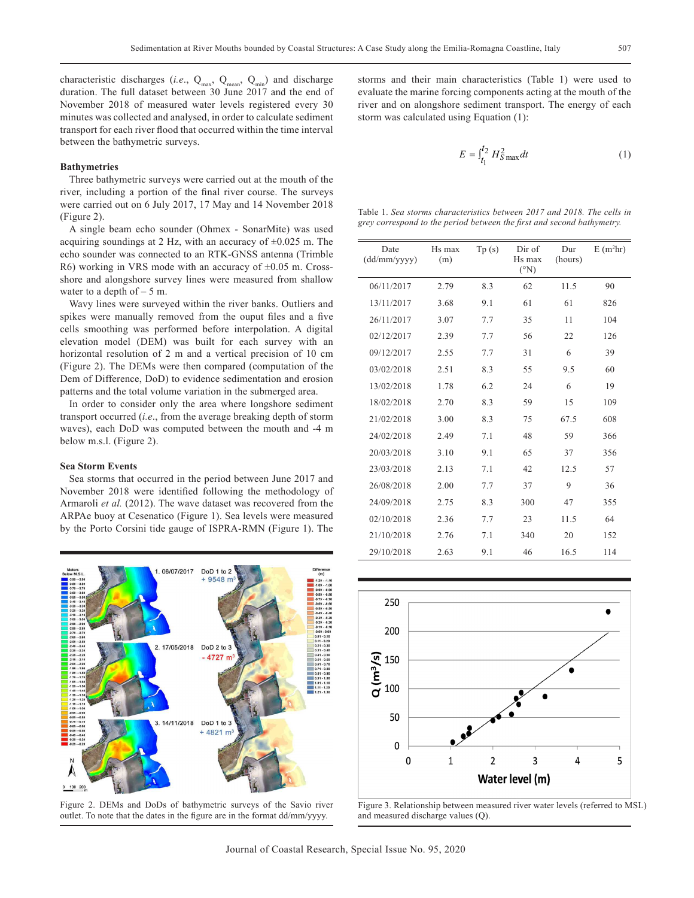characteristic discharges (*i.e.*, $Q_{max}$, $Q_{mean}$, $Q_{min}$) and discharge duration. The full dataset between 30 June 2017 and the end of November 2018 of measured water levels registered every 30 minutes was collected and analysed, in order to calculate sediment transport for each river flood that occurred within the time interval between the bathymetric surveys.

### Bathymetries

Three bathymetric surveys were carried out at the mouth of the river, including a portion of the final river course. The surveys were carried out on 6 July 2017, 17 May and 14 November 2018 (Figure 2).

A single beam echo sounder (Ohmex - SonarMite) was used acquiring soundings at 2 Hz, with an accuracy of ±0.025 m. The echo sounder was connected to an RTK-GNSS antenna (Trimble R6) working in VRS mode with an accuracy of ±0.05 m. Cross-shore and alongshore survey lines were measured from shallow water to a depth of – 5 m.

Wavy lines were surveyed within the river banks. Outliers and spikes were manually removed from the ouput files and a five cells smoothing was performed before interpolation. A digital elevation model (DEM) was built for each survey with an horizontal resolution of 2 m and a vertical precision of 10 cm (Figure 2). The DEMs were then compared (computation of the Dem of Difference, DoD) to evidence sedimentation and erosion patterns and the total volume variation in the submerged area.

In order to consider only the area where longshore sediment transport occurred (*i.e.*, from the average breaking depth of storm waves), each DoD was computed between the mouth and -4 m below m.s.l. (Figure 2).

### Sea Storm Events

Sea storms that occurred in the period between June 2017 and November 2018 were identified following the methodology of Armaroli *et al.* (2012). The wave dataset was recovered from the ARPAe buoy at Cesenatico (Figure 1). Sea levels were measured by the Porto Corsini tide gauge of ISPRA-RMN (Figure 1). The storms and their main characteristics (Table 1) were used to evaluate the marine forcing components acting at the mouth of the river and on alongshore sediment transport. The energy of each storm was calculated using Equation (1):

$$E = \int_{t_1}^{t_2} H_{S\,max}^2 \, dt \qquad (1)$$

Table 1. *Sea storms characteristics between 2017 and 2018. The cells in grey correspond to the period between the first and second bathymetry.*

| Date (dd/mm/yyyy) | Hs max (m) | Tp (s) | Dir of Hs max (°N) | Dur (hours) | E (m²hr) |
|---|---|---|---|---|---|
| 06/11/2017 | 2.79 | 8.3 | 62 | 11.5 | 90 |
| 13/11/2017 | 3.68 | 9.1 | 61 | 61 | 826 |
| 26/11/2017 | 3.07 | 7.7 | 35 | 11 | 104 |
| 02/12/2017 | 2.39 | 7.7 | 56 | 22 | 126 |
| 09/12/2017 | 2.55 | 7.7 | 31 | 6 | 39 |
| 03/02/2018 | 2.51 | 8.3 | 55 | 9.5 | 60 |
| 13/02/2018 | 1.78 | 6.2 | 24 | 6 | 19 |
| 18/02/2018 | 2.70 | 8.3 | 59 | 15 | 109 |
| 21/02/2018 | 3.00 | 8.3 | 75 | 67.5 | 608 |
| 24/02/2018 | 2.49 | 7.1 | 48 | 59 | 366 |
| 20/03/2018 | 3.10 | 9.1 | 65 | 37 | 356 |
| 23/03/2018 | 2.13 | 7.1 | 42 | 12.5 | 57 |
| 26/08/2018 | 2.00 | 7.7 | 37 | 9 | 36 |
| 24/09/2018 | 2.75 | 8.3 | 300 | 47 | 355 |
| 02/10/2018 | 2.36 | 7.7 | 23 | 11.5 | 64 |
| 21/10/2018 | 2.76 | 7.1 | 340 | 20 | 152 |
| 29/10/2018 | 2.63 | 9.1 | 46 | 16.5 | 114 |

Figure 2. DEMs and DoDs of bathymetric surveys of the Savio river outlet. To note that the dates in the figure are in the format dd/mm/yyyy.

Figure 3. Relationship between measured river water levels (referred to MSL) and measured discharge values (Q).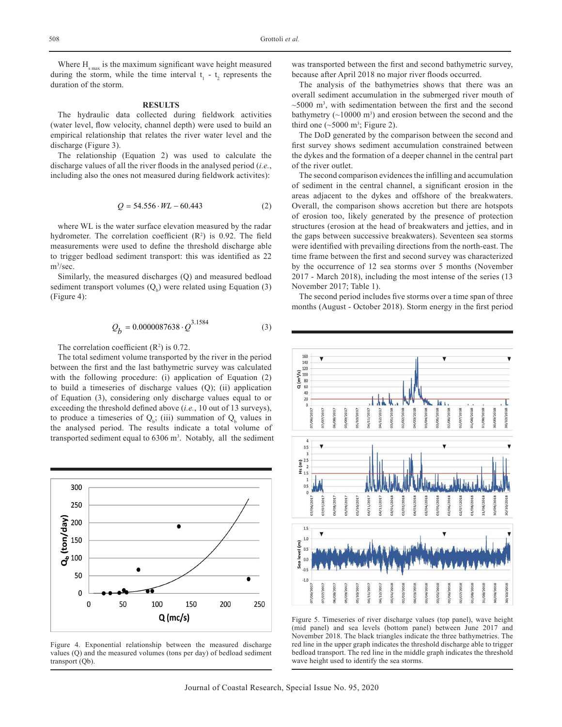Where $H_{s\,max}$ is the maximum significant wave height measured during the storm, while the time interval $t_1$ - $t_2$ represents the duration of the storm.

## RESULTS

The hydraulic data collected during fieldwork activities (water level, flow velocity, channel depth) were used to build an empirical relationship that relates the river water level and the discharge (Figure 3).

The relationship (Equation 2) was used to calculate the discharge values of all the river floods in the analysed period (*i.e.*, including also the ones not measured during fieldwork activites):

$$Q = 54.556 \cdot WL - 60.443 \qquad (2)$$

where WL is the water surface elevation measured by the radar hydrometer. The correlation coefficient ($R^2$) is 0.92. The field measurements were used to define the threshold discharge able to trigger bedload sediment transport: this was identified as 22 $m^3$/sec.

Similarly, the measured discharges (Q) and measured bedload sediment transport volumes ($Q_b$) were related using Equation (3) (Figure 4):

$$Q_b = 0.0000087638 \cdot Q^{3.1584} \qquad (3)$$

The correlation coefficient ($R^2$) is 0.72.

The total sediment volume transported by the river in the period between the first and the last bathymetric survey was calculated with the following procedure: (i) application of Equation (2) to build a timeseries of discharge values (Q); (ii) application of Equation (3), considering only discharge values equal to or exceeding the threshold defined above (*i.e.*, 10 out of 13 surveys), to produce a timeseries of $Q_b$; (iii) summation of $Q_b$ values in the analysed period. The results indicate a total volume of transported sediment equal to 6306 $m^3$. Notably, all the sediment was transported between the first and second bathymetric survey, because after April 2018 no major river floods occurred.

Figure 4. Exponential relationship between the measured discharge values (Q) and the measured volumes (tons per day) of bedload sediment transport (Qb).

The analysis of the bathymetries shows that there was an overall sediment accumulation in the submerged river mouth of ~5000 $m^3$, with sedimentation between the first and the second bathymetry (~10000 $m^3$) and erosion between the second and the third one (~5000 $m^3$; Figure 2).

The DoD generated by the comparison between the second and first survey shows sediment accumulation constrained between the dykes and the formation of a deeper channel in the central part of the river outlet.

The second comparison evidences the infilling and accumulation of sediment in the central channel, a significant erosion in the areas adjacent to the dykes and offshore of the breakwaters. Overall, the comparison shows accretion but there are hotspots of erosion too, likely generated by the presence of protection structures (erosion at the head of breakwaters and jetties, and in the gaps between successive breakwaters). Seventeen sea storms were identified with prevailing directions from the north-east. The time frame between the first and second survey was characterized by the occurrence of 12 sea storms over 5 months (November 2017 - March 2018), including the most intense of the series (13 November 2017; Table 1).

The second period includes five storms over a time span of three months (August - October 2018). Storm energy in the first period

Figure 5. Timeseries of river discharge values (top panel), wave height (mid panel) and sea levels (bottom panel) between June 2017 and November 2018. The black triangles indicate the three bathymetries. The red line in the upper graph indicates the threshold discharge able to trigger bedload transport. The red line in the middle graph indicates the threshold wave height used to identify the sea storms.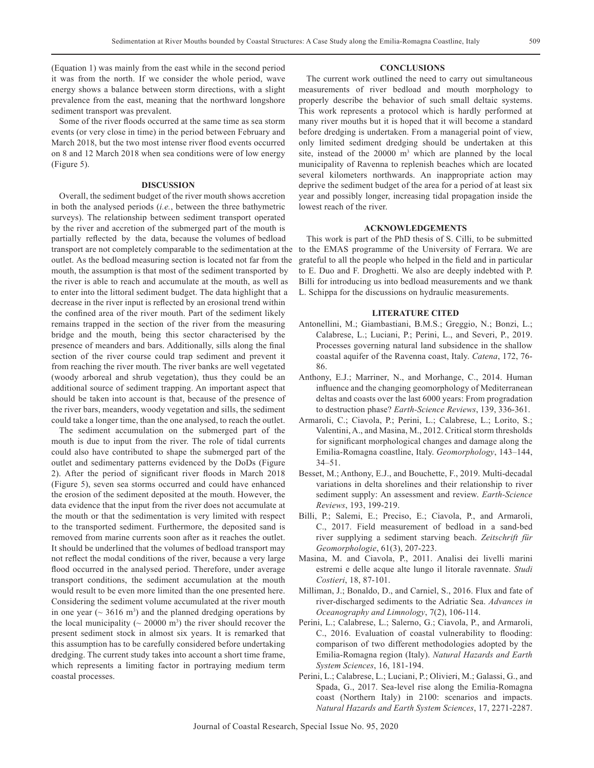(Equation 1) was mainly from the east while in the second period it was from the north. If we consider the whole period, wave energy shows a balance between storm directions, with a slight prevalence from the east, meaning that the northward longshore sediment transport was prevalent.

Some of the river floods occurred at the same time as sea storm events (or very close in time) in the period between February and March 2018, but the two most intense river flood events occurred on 8 and 12 March 2018 when sea conditions were of low energy (Figure 5).

## DISCUSSION

Overall, the sediment budget of the river mouth shows accretion in both the analysed periods (*i.e.*, between the three bathymetric surveys). The relationship between sediment transport operated by the river and accretion of the submerged part of the mouth is partially reflected by the data, because the volumes of bedload transport are not completely comparable to the sedimentation at the outlet. As the bedload measuring section is located not far from the mouth, the assumption is that most of the sediment transported by the river is able to reach and accumulate at the mouth, as well as to enter into the littoral sediment budget. The data highlight that a decrease in the river input is reflected by an erosional trend within the confined area of the river mouth. Part of the sediment likely remains trapped in the section of the river from the measuring bridge and the mouth, being this sector characterised by the presence of meanders and bars. Additionally, sills along the final section of the river course could trap sediment and prevent it from reaching the river mouth. The river banks are well vegetated (woody arboreal and shrub vegetation), thus they could be an additional source of sediment trapping. An important aspect that should be taken into account is that, because of the presence of the river bars, meanders, woody vegetation and sills, the sediment could take a longer time, than the one analysed, to reach the outlet.

The sediment accumulation on the submerged part of the mouth is due to input from the river. The role of tidal currents could also have contributed to shape the submerged part of the outlet and sedimentary patterns evidenced by the DoDs (Figure 2). After the period of significant river floods in March 2018 (Figure 5), seven sea storms occurred and could have enhanced the erosion of the sediment deposited at the mouth. However, the data evidence that the input from the river does not accumulate at the mouth or that the sedimentation is very limited with respect to the transported sediment. Furthermore, the deposited sand is removed from marine currents soon after as it reaches the outlet. It should be underlined that the volumes of bedload transport may not reflect the modal conditions of the river, because a very large flood occurred in the analysed period. Therefore, under average transport conditions, the sediment accumulation at the mouth would result to be even more limited than the one presented here. Considering the sediment volume accumulated at the river mouth in one year ($\sim 3616$ m$^3$) and the planned dredging operations by the local municipality ($\sim 20000$ m$^3$) the river should recover the present sediment stock in almost six years. It is remarked that this assumption has to be carefully considered before undertaking dredging. The current study takes into account a short time frame, which represents a limiting factor in portraying medium term coastal processes.

## CONCLUSIONS

The current work outlined the need to carry out simultaneous measurements of river bedload and mouth morphology to properly describe the behavior of such small deltaic systems. This work represents a protocol which is hardly performed at many river mouths but it is hoped that it will become a standard before dredging is undertaken. From a managerial point of view, only limited sediment dredging should be undertaken at this site, instead of the 20000 m$^3$ which are planned by the local municipality of Ravenna to replenish beaches which are located several kilometers northwards. An inappropriate action may deprive the sediment budget of the area for a period of at least six year and possibly longer, increasing tidal propagation inside the lowest reach of the river.

## ACKNOWLEDGEMENTS

This work is part of the PhD thesis of S. Cilli, to be submitted to the EMAS programme of the University of Ferrara. We are grateful to all the people who helped in the field and in particular to E. Duo and F. Droghetti. We also are deeply indebted with P. Billi for introducing us into bedload measurements and we thank L. Schippa for the discussions on hydraulic measurements.

## LITERATURE CITED

Antonellini, M.; Giambastiani, B.M.S.; Greggio, N.; Bonzi, L.; Calabrese, L.; Luciani, P.; Perini, L., and Severi, P., 2019. Processes governing natural land subsidence in the shallow coastal aquifer of the Ravenna coast, Italy. *Catena*, 172, 76-86.

Anthony, E.J.; Marriner, N., and Morhange, C., 2014. Human influence and the changing geomorphology of Mediterranean deltas and coasts over the last 6000 years: From progradation to destruction phase? *Earth-Science Reviews*, 139, 336-361.

Armaroli, C.; Ciavola, P.; Perini, L.; Calabrese, L.; Lorito, S.; Valentini, A., and Masina, M., 2012. Critical storm thresholds for significant morphological changes and damage along the Emilia-Romagna coastline, Italy. *Geomorphology*, 143–144, 34–51.

Besset, M.; Anthony, E.J., and Bouchette, F., 2019. Multi-decadal variations in delta shorelines and their relationship to river sediment supply: An assessment and review. *Earth-Science Reviews*, 193, 199-219.

Billi, P.; Salemi, E.; Preciso, E.; Ciavola, P., and Armaroli, C., 2017. Field measurement of bedload in a sand-bed river supplying a sediment starving beach. *Zeitschrift für Geomorphologie*, 61(3), 207-223.

Masina, M. and Ciavola, P., 2011. Analisi dei livelli marini estremi e delle acque alte lungo il litorale ravennate. *Studi Costieri*, 18, 87-101.

Milliman, J.; Bonaldo, D., and Carniel, S., 2016. Flux and fate of river-discharged sediments to the Adriatic Sea. *Advances in Oceanography and Limnology*, 7(2), 106-114.

Perini, L.; Calabrese, L.; Salerno, G.; Ciavola, P., and Armaroli, C., 2016. Evaluation of coastal vulnerability to flooding: comparison of two different methodologies adopted by the Emilia-Romagna region (Italy). *Natural Hazards and Earth System Sciences*, 16, 181-194.

Perini, L.; Calabrese, L.; Luciani, P.; Olivieri, M.; Galassi, G., and Spada, G., 2017. Sea-level rise along the Emilia-Romagna coast (Northern Italy) in 2100: scenarios and impacts. *Natural Hazards and Earth System Sciences*, 17, 2271-2287.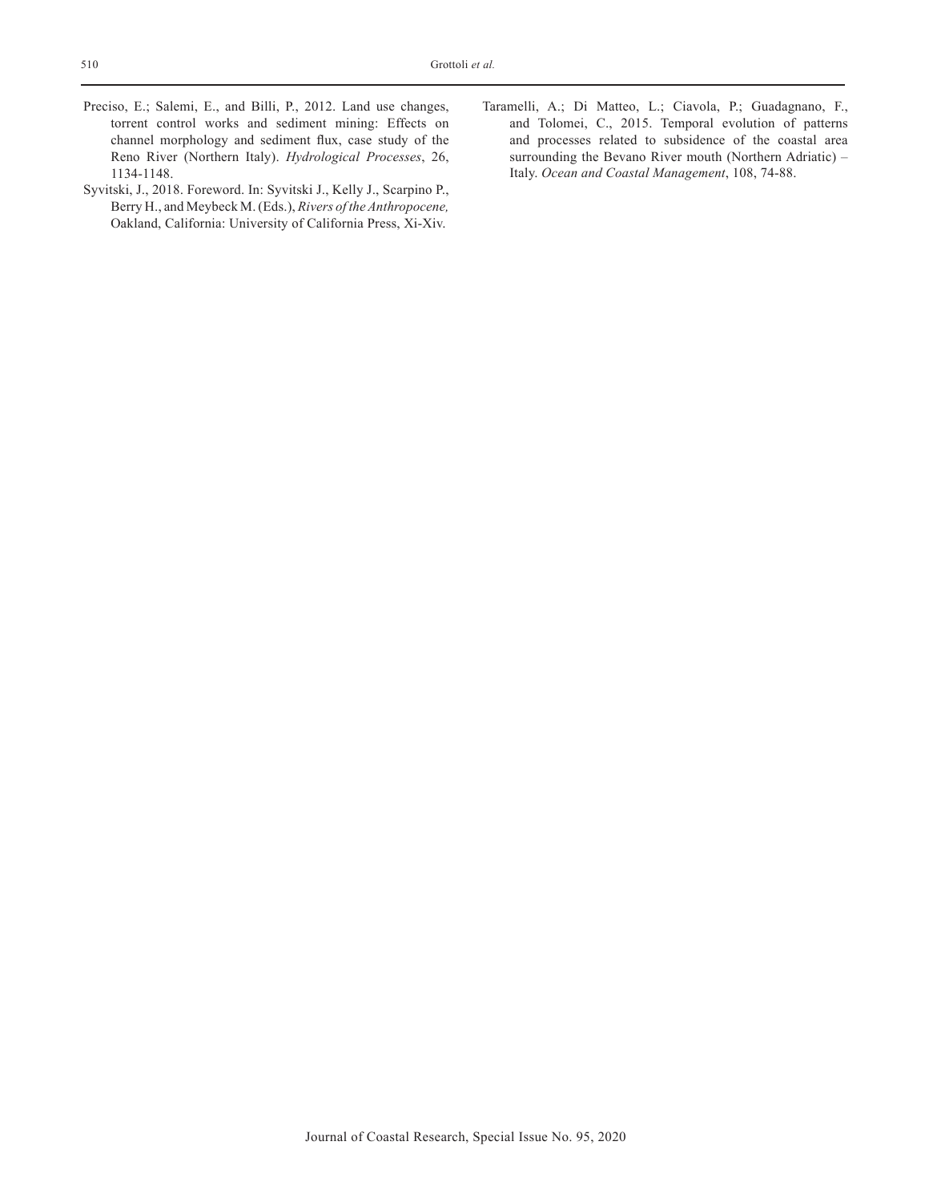Preciso, E.; Salemi, E., and Billi, P., 2012. Land use changes, torrent control works and sediment mining: Effects on channel morphology and sediment flux, case study of the Reno River (Northern Italy). *Hydrological Processes*, 26, 1134-1148.

Syvitski, J., 2018. Foreword. In: Syvitski J., Kelly J., Scarpino P., Berry H., and Meybeck M. (Eds.), *Rivers of the Anthropocene,* Oakland, California: University of California Press, Xi-Xiv.

Taramelli, A.; Di Matteo, L.; Ciavola, P.; Guadagnano, F., and Tolomei, C., 2015. Temporal evolution of patterns and processes related to subsidence of the coastal area surrounding the Bevano River mouth (Northern Adriatic) – Italy. *Ocean and Coastal Management*, 108, 74-88.